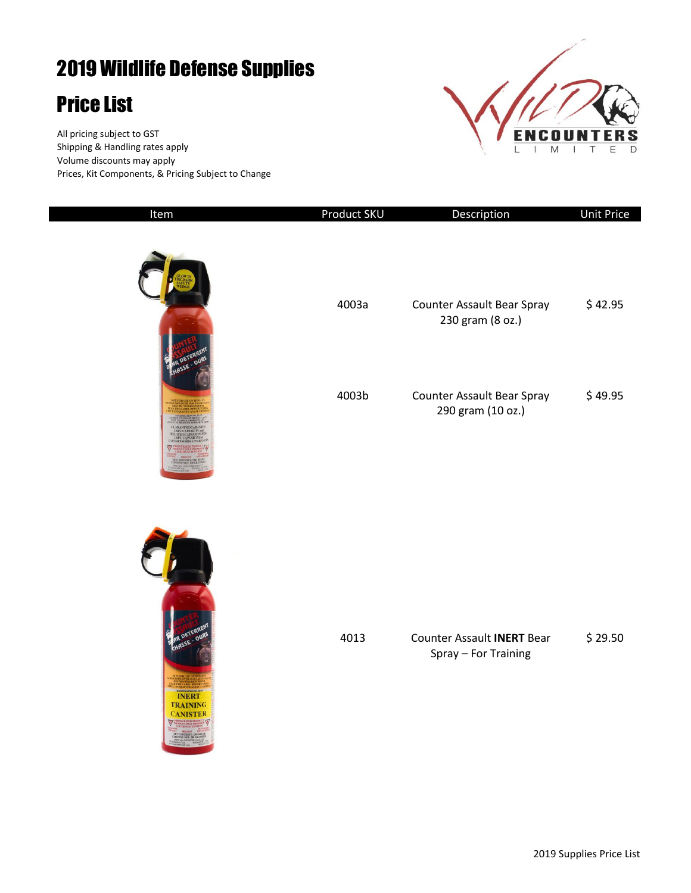# 2019 Wildlife Defense Supplies

# Price List

All pricing subject to GST
Shipping & Handling rates apply
Volume discounts may apply
Prices, Kit Components, & Pricing Subject to Change

| Item | Product SKU | Description | Unit Price |
|---|---|---|---|
| | 4003a | Counter Assault Bear Spray 230 gram (8 oz.) | $ 42.95 |
| | 4003b | Counter Assault Bear Spray 290 gram (10 oz.) | $ 49.95 |
| | 4013 | Counter Assault **INERT** Bear Spray – For Training | $ 29.50 |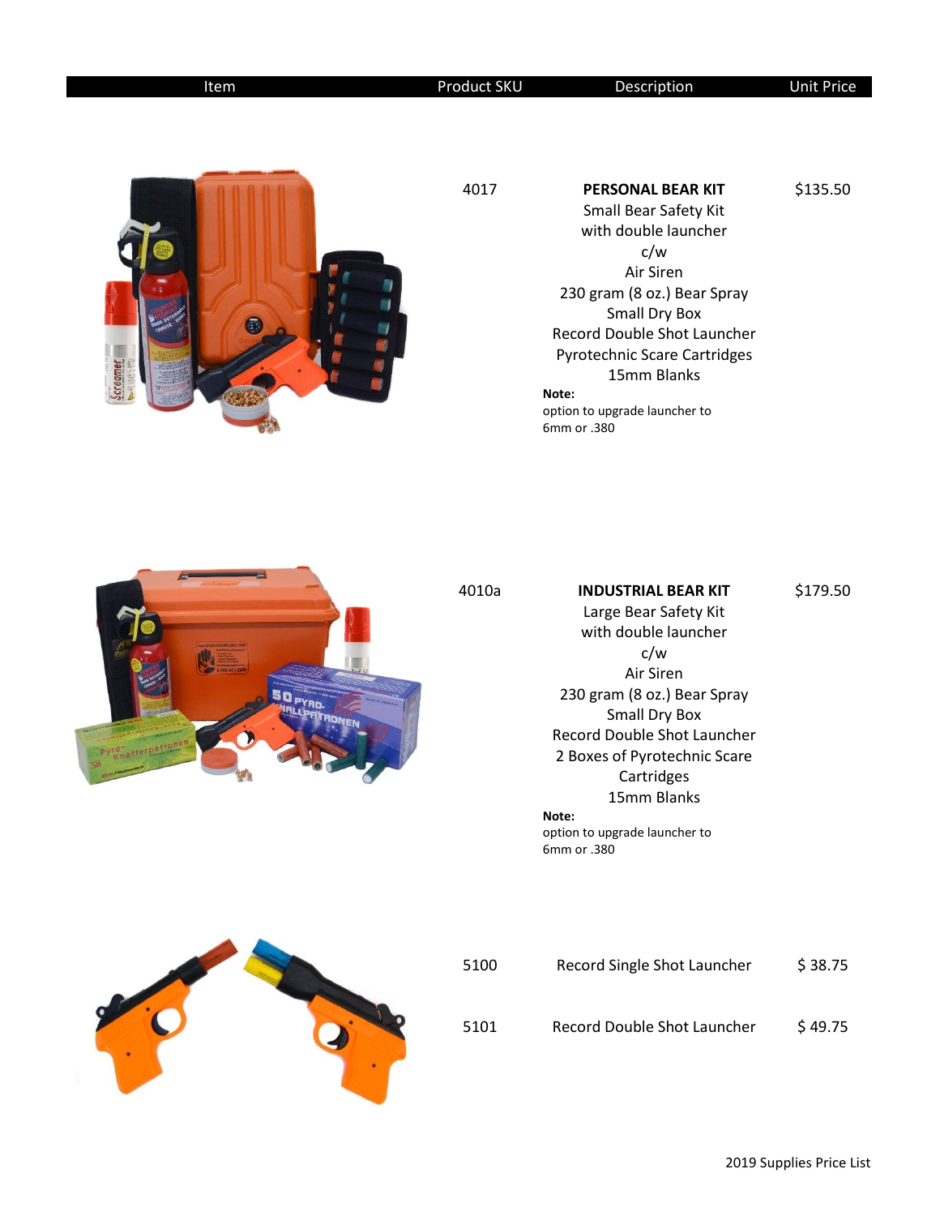| Item | Product SKU | Description | Unit Price |
| --- | --- | --- | --- |
| | 4017 | **PERSONAL BEAR KIT**<br>Small Bear Safety Kit<br>with double launcher<br>c/w<br>Air Siren<br>230 gram (8 oz.) Bear Spray<br>Small Dry Box<br>Record Double Shot Launcher<br>Pyrotechnic Scare Cartridges<br>15mm Blanks<br>**Note:**<br>option to upgrade launcher to<br>6mm or .380 | $135.50 |
| | 4010a | **INDUSTRIAL BEAR KIT**<br>Large Bear Safety Kit<br>with double launcher<br>c/w<br>Air Siren<br>230 gram (8 oz.) Bear Spray<br>Small Dry Box<br>Record Double Shot Launcher<br>2 Boxes of Pyrotechnic Scare<br>Cartridges<br>15mm Blanks<br>**Note:**<br>option to upgrade launcher to<br>6mm or .380 | $179.50 |
| | 5100 | Record Single Shot Launcher | $ 38.75 |
| | 5101 | Record Double Shot Launcher | $ 49.75 |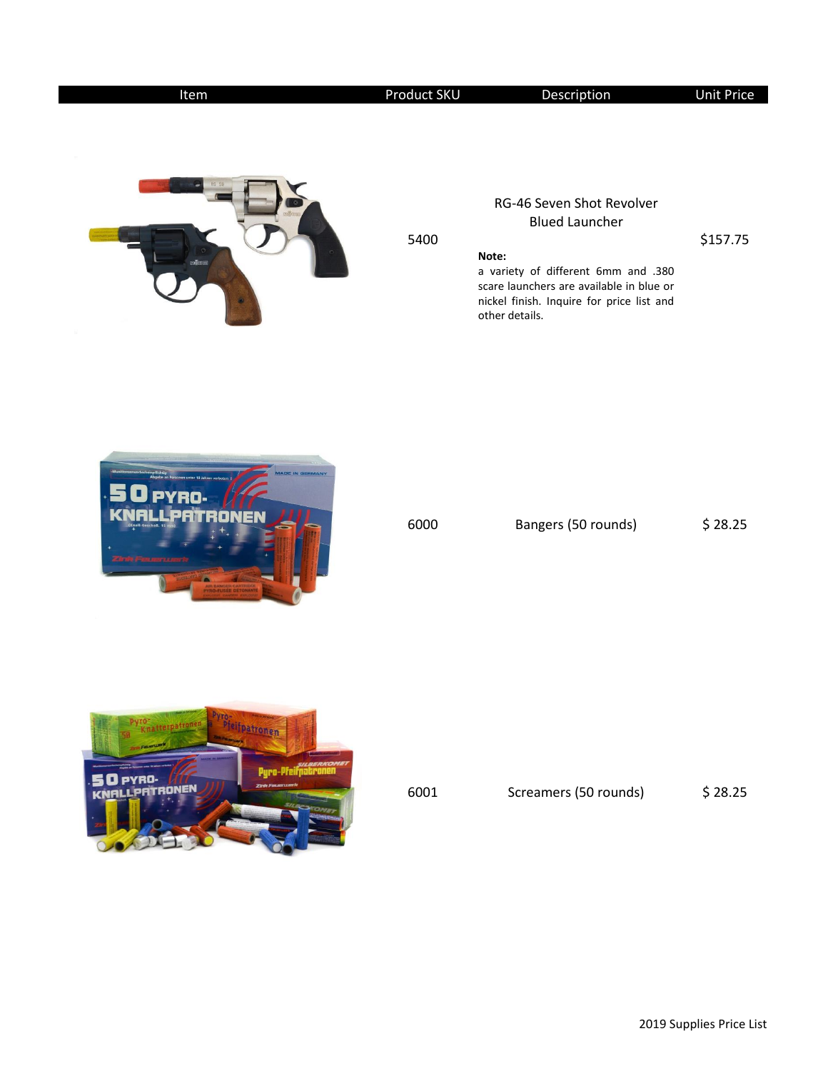| Item | Product SKU | Description | Unit Price |
| --- | --- | --- | --- |
| | 5400 | RG-46 Seven Shot Revolver Blued Launcher<br><br>**Note:**<br>a variety of different 6mm and .380 scare launchers are available in blue or nickel finish. Inquire for price list and other details. | $157.75 |
| | 6000 | Bangers (50 rounds) | $ 28.25 |
| | 6001 | Screamers (50 rounds) | $ 28.25 |

2019 Supplies Price List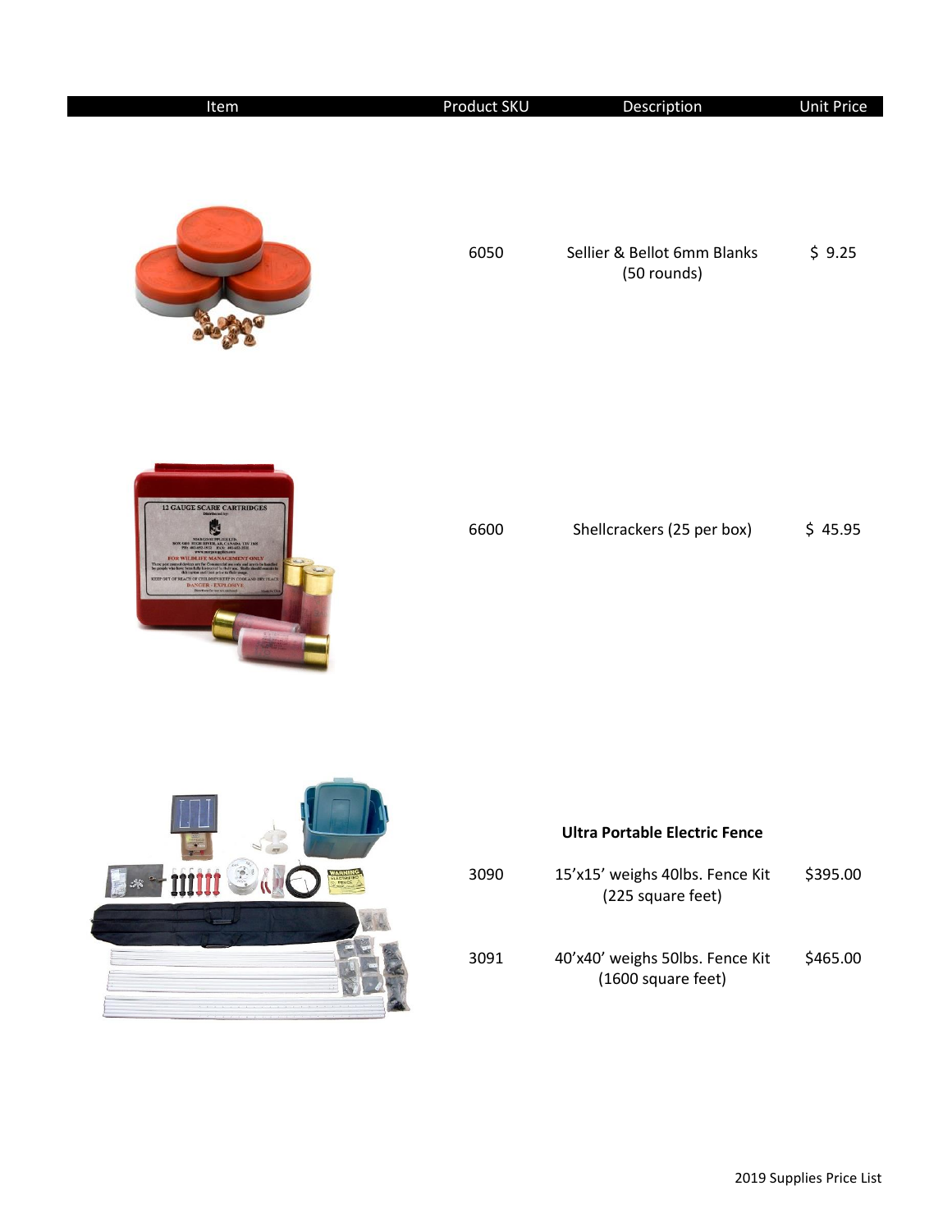| Item | Product SKU | Description | Unit Price |
| --- | --- | --- | --- |
| | 6050 | Sellier & Bellot 6mm Blanks (50 rounds) | $ 9.25 |
| | 6600 | Shellcrackers (25 per box) | $ 45.95 |
| | | **Ultra Portable Electric Fence** | |
| | 3090 | 15'x15' weighs 40lbs. Fence Kit (225 square feet) | $395.00 |
| | 3091 | 40'x40' weighs 50lbs. Fence Kit (1600 square feet) | $465.00 |

2019 Supplies Price List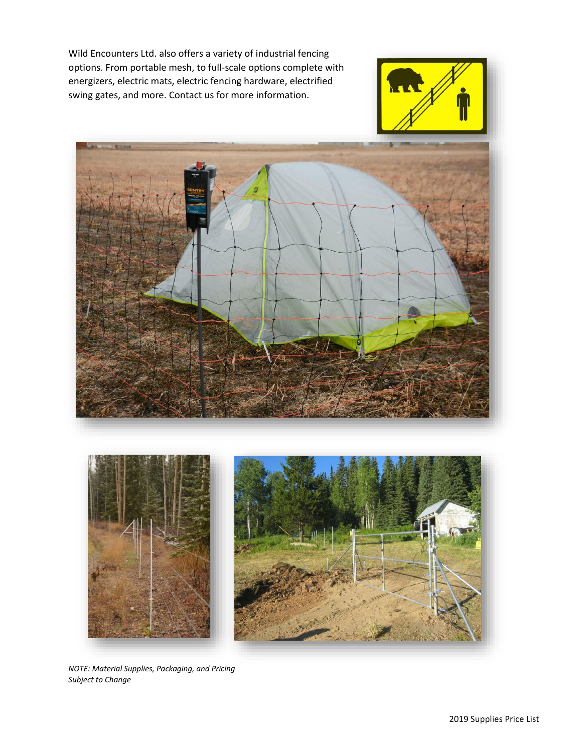Wild Encounters Ltd. also offers a variety of industrial fencing options. From portable mesh, to full-scale options complete with energizers, electric mats, electric fencing hardware, electrified swing gates, and more. Contact us for more information.

*NOTE: Material Supplies, Packaging, and Pricing Subject to Change*